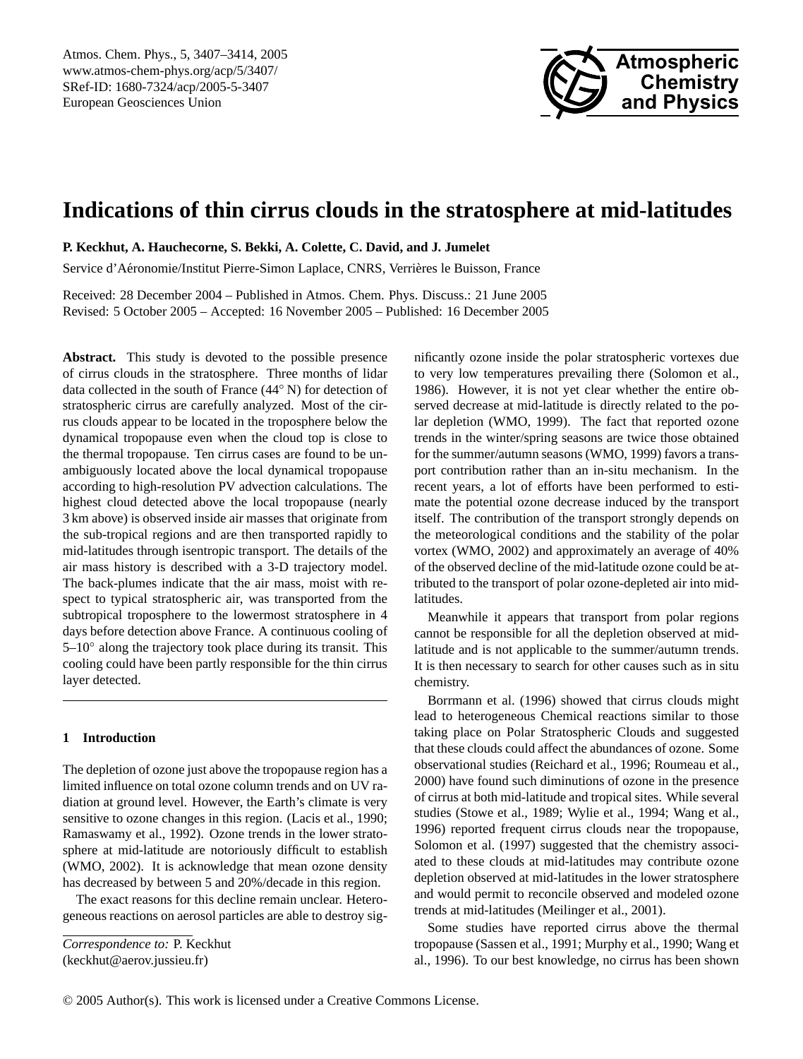# Indications of thin cirrus clouds in the stratosphere at mid-latitudes

**P. Keckhut, A. Hauchecorne, S. Bekki, A. Colette, C. David, and J. Jumelet**

Service d'Aéronomie/Institut Pierre-Simon Laplace, CNRS, Verrières le Buisson, France

Received: 28 December 2004 – Published in Atmos. Chem. Phys. Discuss.: 21 June 2005
Revised: 5 October 2005 – Accepted: 16 November 2005 – Published: 16 December 2005

**Abstract.** This study is devoted to the possible presence of cirrus clouds in the stratosphere. Three months of lidar data collected in the south of France (44° N) for detection of stratospheric cirrus are carefully analyzed. Most of the cirrus clouds appear to be located in the troposphere below the dynamical tropopause even when the cloud top is close to the thermal tropopause. Ten cirrus cases are found to be unambiguously located above the local dynamical tropopause according to high-resolution PV advection calculations. The highest cloud detected above the local tropopause (nearly 3 km above) is observed inside air masses that originate from the sub-tropical regions and are then transported rapidly to mid-latitudes through isentropic transport. The details of the air mass history is described with a 3-D trajectory model. The back-plumes indicate that the air mass, moist with respect to typical stratospheric air, was transported from the subtropical troposphere to the lowermost stratosphere in 4 days before detection above France. A continuous cooling of 5–10° along the trajectory took place during its transit. This cooling could have been partly responsible for the thin cirrus layer detected.

## 1 Introduction

The depletion of ozone just above the tropopause region has a limited influence on total ozone column trends and on UV radiation at ground level. However, the Earth's climate is very sensitive to ozone changes in this region. (Lacis et al., 1990; Ramaswamy et al., 1992). Ozone trends in the lower stratosphere at mid-latitude are notoriously difficult to establish (WMO, 2002). It is acknowledge that mean ozone density has decreased by between 5 and 20%/decade in this region.

The exact reasons for this decline remain unclear. Heterogeneous reactions on aerosol particles are able to destroy significantly ozone inside the polar stratospheric vortexes due to very low temperatures prevailing there (Solomon et al., 1986). However, it is not yet clear whether the entire observed decrease at mid-latitude is directly related to the polar depletion (WMO, 1999). The fact that reported ozone trends in the winter/spring seasons are twice those obtained for the summer/autumn seasons (WMO, 1999) favors a transport contribution rather than an in-situ mechanism. In the recent years, a lot of efforts have been performed to estimate the potential ozone decrease induced by the transport itself. The contribution of the transport strongly depends on the meteorological conditions and the stability of the polar vortex (WMO, 2002) and approximately an average of 40% of the observed decline of the mid-latitude ozone could be attributed to the transport of polar ozone-depleted air into mid-latitudes.

Meanwhile it appears that transport from polar regions cannot be responsible for all the depletion observed at mid-latitude and is not applicable to the summer/autumn trends. It is then necessary to search for other causes such as in situ chemistry.

Borrmann et al. (1996) showed that cirrus clouds might lead to heterogeneous Chemical reactions similar to those taking place on Polar Stratospheric Clouds and suggested that these clouds could affect the abundances of ozone. Some observational studies (Reichard et al., 1996; Roumeau et al., 2000) have found such diminutions of ozone in the presence of cirrus at both mid-latitude and tropical sites. While several studies (Stowe et al., 1989; Wylie et al., 1994; Wang et al., 1996) reported frequent cirrus clouds near the tropopause, Solomon et al. (1997) suggested that the chemistry associated to these clouds at mid-latitudes may contribute ozone depletion observed at mid-latitudes in the lower stratosphere and would permit to reconcile observed and modeled ozone trends at mid-latitudes (Meilinger et al., 2001).

Some studies have reported cirrus above the thermal tropopause (Sassen et al., 1991; Murphy et al., 1990; Wang et al., 1996). To our best knowledge, no cirrus has been shown

*Correspondence to:* P. Keckhut
(keckhut@aerov.jussieu.fr)

© 2005 Author(s). This work is licensed under a Creative Commons License.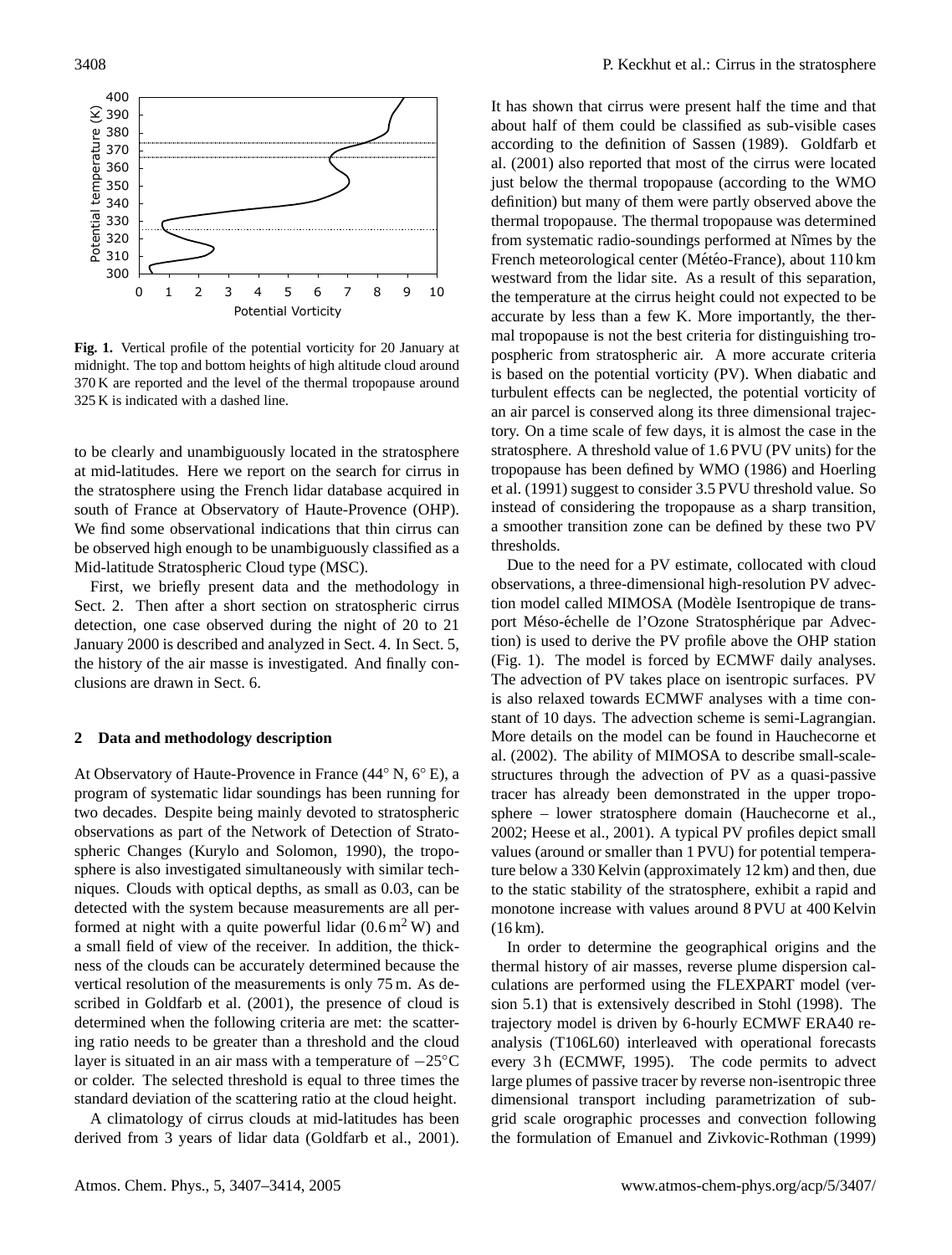**Fig. 1.** Vertical profile of the potential vorticity for 20 January at midnight. The top and bottom heights of high altitude cloud around 370 K are reported and the level of the thermal tropopause around 325 K is indicated with a dashed line.

to be clearly and unambiguously located in the stratosphere at mid-latitudes. Here we report on the search for cirrus in the stratosphere using the French lidar database acquired in south of France at Observatory of Haute-Provence (OHP). We find some observational indications that thin cirrus can be observed high enough to be unambiguously classified as a Mid-latitude Stratospheric Cloud type (MSC).

First, we briefly present data and the methodology in Sect. 2. Then after a short section on stratospheric cirrus detection, one case observed during the night of 20 to 21 January 2000 is described and analyzed in Sect. 4. In Sect. 5, the history of the air masse is investigated. And finally conclusions are drawn in Sect. 6.

## 2 Data and methodology description

At Observatory of Haute-Provence in France (44° N, 6° E), a program of systematic lidar soundings has been running for two decades. Despite being mainly devoted to stratospheric observations as part of the Network of Detection of Stratospheric Changes (Kurylo and Solomon, 1990), the troposphere is also investigated simultaneously with similar techniques. Clouds with optical depths, as small as 0.03, can be detected with the system because measurements are all performed at night with a quite powerful lidar ($0.6\,\mathrm{m}^2\,\mathrm{W}$) and a small field of view of the receiver. In addition, the thickness of the clouds can be accurately determined because the vertical resolution of the measurements is only 75 m. As described in Goldfarb et al. (2001), the presence of cloud is determined when the following criteria are met: the scattering ratio needs to be greater than a threshold and the cloud layer is situated in an air mass with a temperature of $-25^\circ$C or colder. The selected threshold is equal to three times the standard deviation of the scattering ratio at the cloud height.

A climatology of cirrus clouds at mid-latitudes has been derived from 3 years of lidar data (Goldfarb et al., 2001). It has shown that cirrus were present half the time and that about half of them could be classified as sub-visible cases according to the definition of Sassen (1989). Goldfarb et al. (2001) also reported that most of the cirrus were located just below the thermal tropopause (according to the WMO definition) but many of them were partly observed above the thermal tropopause. The thermal tropopause was determined from systematic radio-soundings performed at Nîmes by the French meteorological center (Météo-France), about 110 km westward from the lidar site. As a result of this separation, the temperature at the cirrus height could not expected to be accurate by less than a few K. More importantly, the thermal tropopause is not the best criteria for distinguishing tropospheric from stratospheric air. A more accurate criteria is based on the potential vorticity (PV). When diabatic and turbulent effects can be neglected, the potential vorticity of an air parcel is conserved along its three dimensional trajectory. On a time scale of few days, it is almost the case in the stratosphere. A threshold value of 1.6 PVU (PV units) for the tropopause has been defined by WMO (1986) and Hoerling et al. (1991) suggest to consider 3.5 PVU threshold value. So instead of considering the tropopause as a sharp transition, a smoother transition zone can be defined by these two PV thresholds.

Due to the need for a PV estimate, collocated with cloud observations, a three-dimensional high-resolution PV advection model called MIMOSA (Modèle Isentropique de transport Méso-échelle de l'Ozone Stratosphérique par Advection) is used to derive the PV profile above the OHP station (Fig. 1). The model is forced by ECMWF daily analyses. The advection of PV takes place on isentropic surfaces. PV is also relaxed towards ECMWF analyses with a time constant of 10 days. The advection scheme is semi-Lagrangian. More details on the model can be found in Hauchecorne et al. (2002). The ability of MIMOSA to describe small-scale-structures through the advection of PV as a quasi-passive tracer has already been demonstrated in the upper troposphere – lower stratosphere domain (Hauchecorne et al., 2002; Heese et al., 2001). A typical PV profiles depict small values (around or smaller than 1 PVU) for potential temperature below a 330 Kelvin (approximately 12 km) and then, due to the static stability of the stratosphere, exhibit a rapid and monotone increase with values around 8 PVU at 400 Kelvin (16 km).

In order to determine the geographical origins and the thermal history of air masses, reverse plume dispersion calculations are performed using the FLEXPART model (version 5.1) that is extensively described in Stohl (1998). The trajectory model is driven by 6-hourly ECMWF ERA40 reanalysis (T106L60) interleaved with operational forecasts every 3 h (ECMWF, 1995). The code permits to advect large plumes of passive tracer by reverse non-isentropic three dimensional transport including parametrization of subgrid scale orographic processes and convection following the formulation of Emanuel and Zivkovic-Rothman (1999)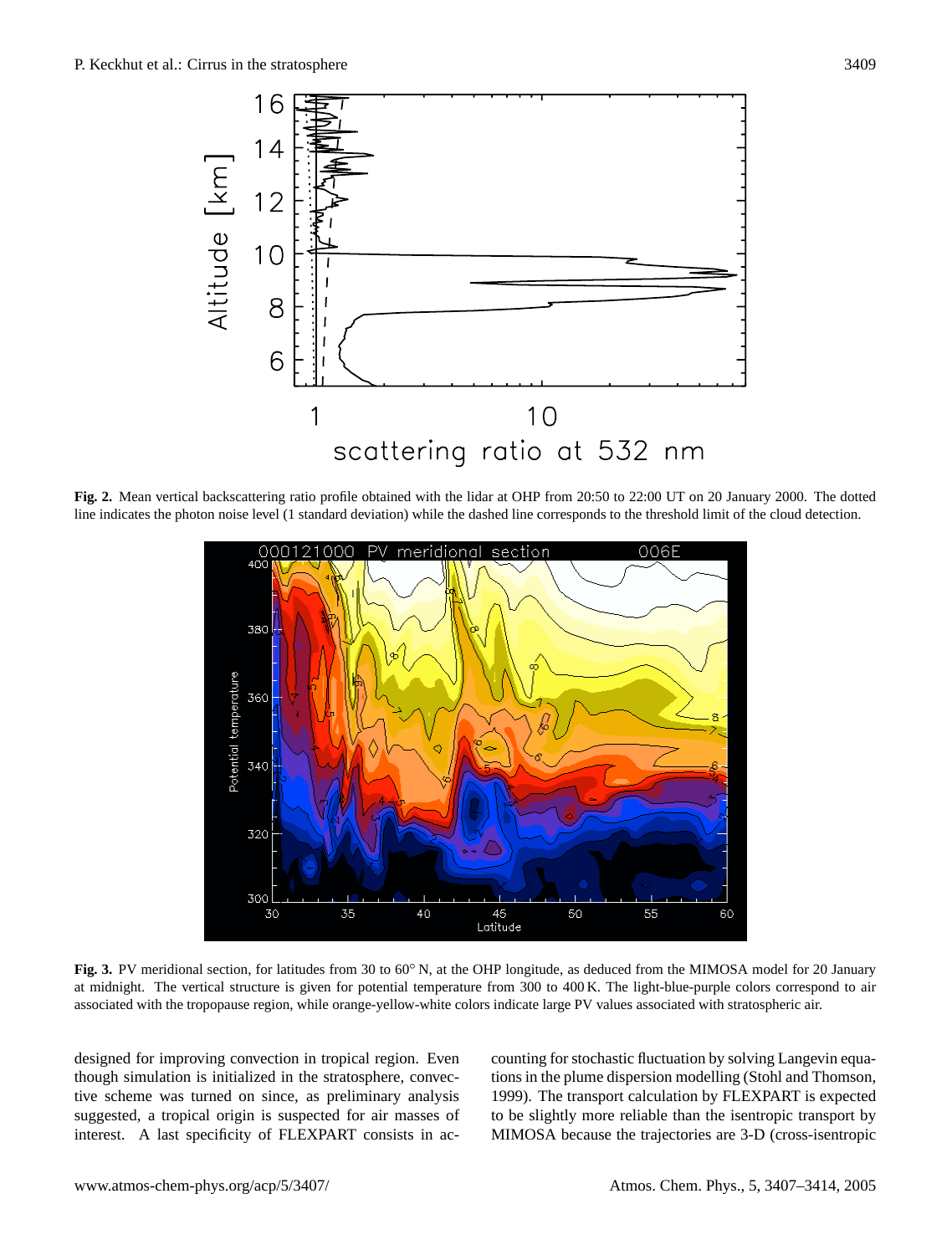**Fig. 2.** Mean vertical backscattering ratio profile obtained with the lidar at OHP from 20:50 to 22:00 UT on 20 January 2000. The dotted line indicates the photon noise level (1 standard deviation) while the dashed line corresponds to the threshold limit of the cloud detection.

**Fig. 3.** PV meridional section, for latitudes from 30 to 60° N, at the OHP longitude, as deduced from the MIMOSA model for 20 January at midnight. The vertical structure is given for potential temperature from 300 to 400 K. The light-blue-purple colors correspond to air associated with the tropopause region, while orange-yellow-white colors indicate large PV values associated with stratospheric air.

designed for improving convection in tropical region. Even though simulation is initialized in the stratosphere, convective scheme was turned on since, as preliminary analysis suggested, a tropical origin is suspected for air masses of interest. A last specificity of FLEXPART consists in accounting for stochastic fluctuation by solving Langevin equations in the plume dispersion modelling (Stohl and Thomson, 1999). The transport calculation by FLEXPART is expected to be slightly more reliable than the isentropic transport by MIMOSA because the trajectories are 3-D (cross-isentropic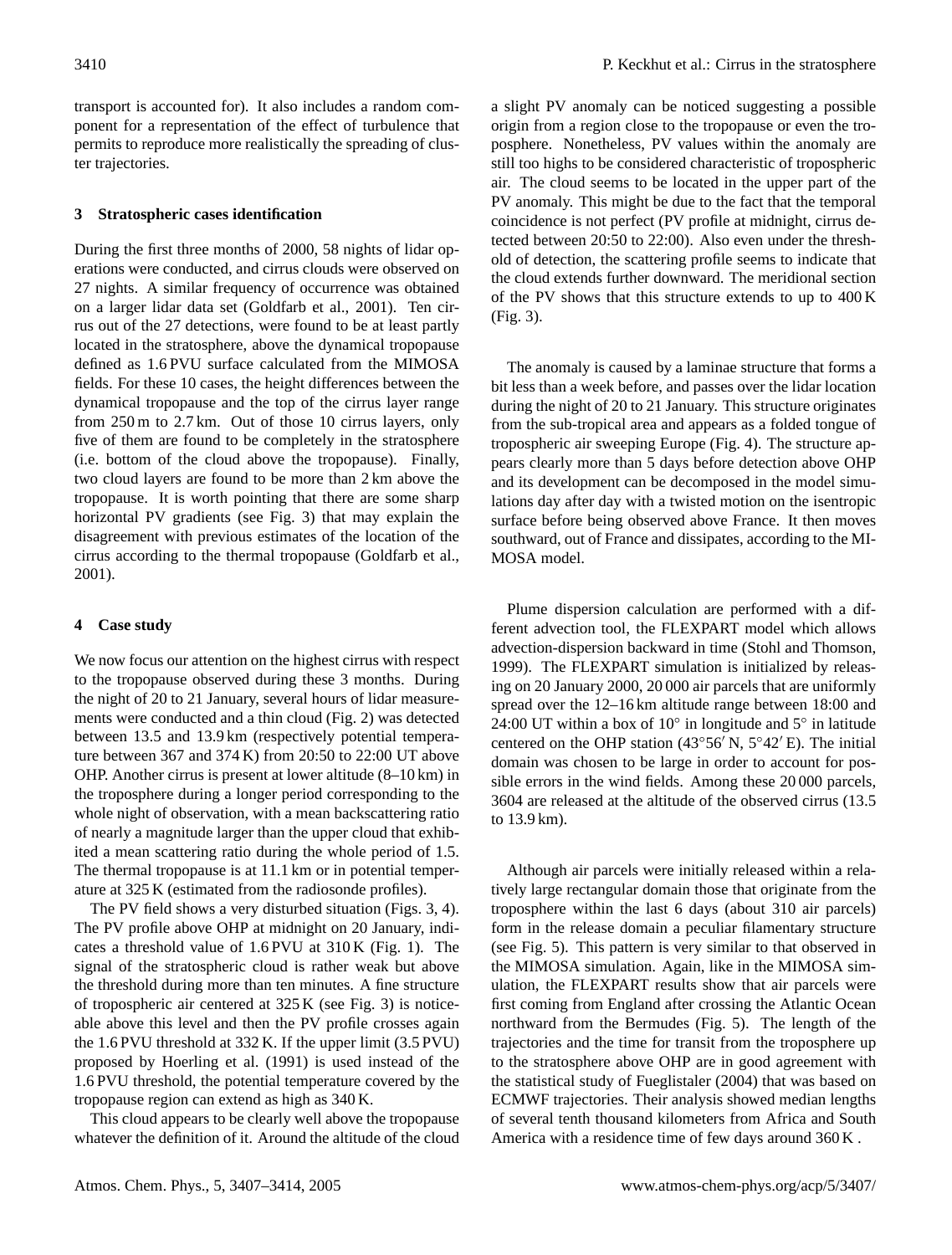transport is accounted for). It also includes a random component for a representation of the effect of turbulence that permits to reproduce more realistically the spreading of cluster trajectories.

## 3 Stratospheric cases identification

During the first three months of 2000, 58 nights of lidar operations were conducted, and cirrus clouds were observed on 27 nights. A similar frequency of occurrence was obtained on a larger lidar data set (Goldfarb et al., 2001). Ten cirrus out of the 27 detections, were found to be at least partly located in the stratosphere, above the dynamical tropopause defined as 1.6 PVU surface calculated from the MIMOSA fields. For these 10 cases, the height differences between the dynamical tropopause and the top of the cirrus layer range from 250 m to 2.7 km. Out of those 10 cirrus layers, only five of them are found to be completely in the stratosphere (i.e. bottom of the cloud above the tropopause). Finally, two cloud layers are found to be more than 2 km above the tropopause. It is worth pointing that there are some sharp horizontal PV gradients (see Fig. 3) that may explain the disagreement with previous estimates of the location of the cirrus according to the thermal tropopause (Goldfarb et al., 2001).

## 4 Case study

We now focus our attention on the highest cirrus with respect to the tropopause observed during these 3 months. During the night of 20 to 21 January, several hours of lidar measurements were conducted and a thin cloud (Fig. 2) was detected between 13.5 and 13.9 km (respectively potential temperature between 367 and 374 K) from 20:50 to 22:00 UT above OHP. Another cirrus is present at lower altitude (8–10 km) in the troposphere during a longer period corresponding to the whole night of observation, with a mean backscattering ratio of nearly a magnitude larger than the upper cloud that exhibited a mean scattering ratio during the whole period of 1.5. The thermal tropopause is at 11.1 km or in potential temperature at 325 K (estimated from the radiosonde profiles).

The PV field shows a very disturbed situation (Figs. 3, 4). The PV profile above OHP at midnight on 20 January, indicates a threshold value of 1.6 PVU at 310 K (Fig. 1). The signal of the stratospheric cloud is rather weak but above the threshold during more than ten minutes. A fine structure of tropospheric air centered at 325 K (see Fig. 3) is noticeable above this level and then the PV profile crosses again the 1.6 PVU threshold at 332 K. If the upper limit (3.5 PVU) proposed by Hoerling et al. (1991) is used instead of the 1.6 PVU threshold, the potential temperature covered by the tropopause region can extend as high as 340 K.

This cloud appears to be clearly well above the tropopause whatever the definition of it. Around the altitude of the cloud a slight PV anomaly can be noticed suggesting a possible origin from a region close to the tropopause or even the troposphere. Nonetheless, PV values within the anomaly are still too highs to be considered characteristic of tropospheric air. The cloud seems to be located in the upper part of the PV anomaly. This might be due to the fact that the temporal coincidence is not perfect (PV profile at midnight, cirrus detected between 20:50 to 22:00). Also even under the threshold of detection, the scattering profile seems to indicate that the cloud extends further downward. The meridional section of the PV shows that this structure extends to up to 400 K (Fig. 3).

The anomaly is caused by a laminae structure that forms a bit less than a week before, and passes over the lidar location during the night of 20 to 21 January. This structure originates from the sub-tropical area and appears as a folded tongue of tropospheric air sweeping Europe (Fig. 4). The structure appears clearly more than 5 days before detection above OHP and its development can be decomposed in the model simulations day after day with a twisted motion on the isentropic surface before being observed above France. It then moves southward, out of France and dissipates, according to the MIMOSA model.

Plume dispersion calculation are performed with a different advection tool, the FLEXPART model which allows advection-dispersion backward in time (Stohl and Thomson, 1999). The FLEXPART simulation is initialized by releasing on 20 January 2000, 20 000 air parcels that are uniformly spread over the 12–16 km altitude range between 18:00 and 24:00 UT within a box of 10° in longitude and 5° in latitude centered on the OHP station (43°56′ N, 5°42′ E). The initial domain was chosen to be large in order to account for possible errors in the wind fields. Among these 20 000 parcels, 3604 are released at the altitude of the observed cirrus (13.5 to 13.9 km).

Although air parcels were initially released within a relatively large rectangular domain those that originate from the troposphere within the last 6 days (about 310 air parcels) form in the release domain a peculiar filamentary structure (see Fig. 5). This pattern is very similar to that observed in the MIMOSA simulation. Again, like in the MIMOSA simulation, the FLEXPART results show that air parcels were first coming from England after crossing the Atlantic Ocean northward from the Bermudes (Fig. 5). The length of the trajectories and the time for transit from the troposphere up to the stratosphere above OHP are in good agreement with the statistical study of Fueglistaler (2004) that was based on ECMWF trajectories. Their analysis showed median lengths of several tenth thousand kilometers from Africa and South America with a residence time of few days around 360 K .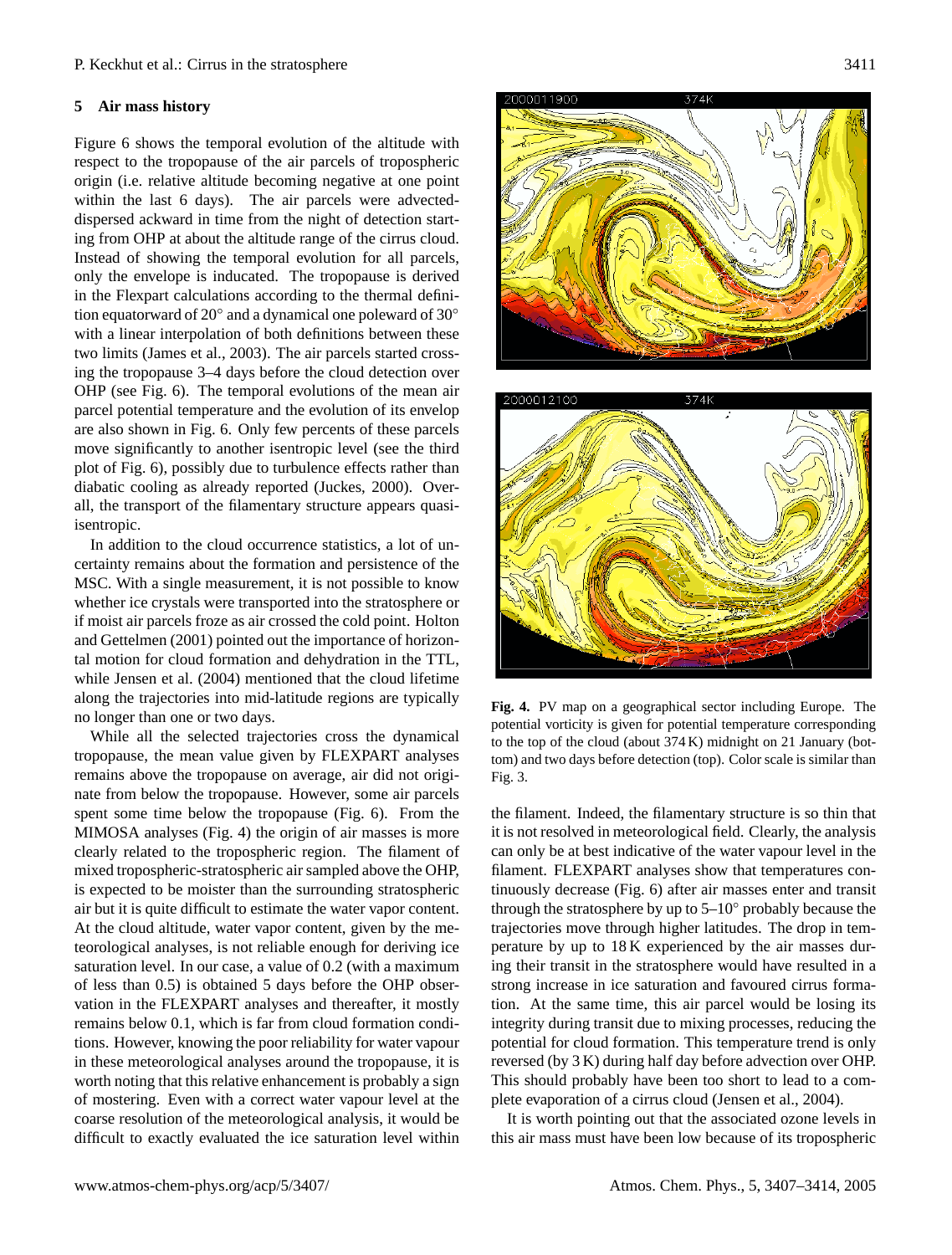## 5 Air mass history

Figure 6 shows the temporal evolution of the altitude with respect to the tropopause of the air parcels of tropospheric origin (i.e. relative altitude becoming negative at one point within the last 6 days). The air parcels were advected-dispersed ackward in time from the night of detection starting from OHP at about the altitude range of the cirrus cloud. Instead of showing the temporal evolution for all parcels, only the envelope is inducated. The tropopause is derived in the Flexpart calculations according to the thermal definition equatorward of 20° and a dynamical one poleward of 30° with a linear interpolation of both definitions between these two limits (James et al., 2003). The air parcels started crossing the tropopause 3–4 days before the cloud detection over OHP (see Fig. 6). The temporal evolutions of the mean air parcel potential temperature and the evolution of its envelop are also shown in Fig. 6. Only few percents of these parcels move significantly to another isentropic level (see the third plot of Fig. 6), possibly due to turbulence effects rather than diabatic cooling as already reported (Juckes, 2000). Overall, the transport of the filamentary structure appears quasi-isentropic.

In addition to the cloud occurrence statistics, a lot of uncertainty remains about the formation and persistence of the MSC. With a single measurement, it is not possible to know whether ice crystals were transported into the stratosphere or if moist air parcels froze as air crossed the cold point. Holton and Gettelmen (2001) pointed out the importance of horizontal motion for cloud formation and dehydration in the TTL, while Jensen et al. (2004) mentioned that the cloud lifetime along the trajectories into mid-latitude regions are typically no longer than one or two days.

While all the selected trajectories cross the dynamical tropopause, the mean value given by FLEXPART analyses remains above the tropopause on average, air did not originate from below the tropopause. However, some air parcels spent some time below the tropopause (Fig. 6). From the MIMOSA analyses (Fig. 4) the origin of air masses is more clearly related to the tropospheric region. The filament of mixed tropospheric-stratospheric air sampled above the OHP, is expected to be moister than the surrounding stratospheric air but it is quite difficult to estimate the water vapor content. At the cloud altitude, water vapor content, given by the meteorological analyses, is not reliable enough for deriving ice saturation level. In our case, a value of 0.2 (with a maximum of less than 0.5) is obtained 5 days before the OHP observation in the FLEXPART analyses and thereafter, it mostly remains below 0.1, which is far from cloud formation conditions. However, knowing the poor reliability for water vapour in these meteorological analyses around the tropopause, it is worth noting that this relative enhancement is probably a sign of mostering. Even with a correct water vapour level at the coarse resolution of the meteorological analysis, it would be difficult to exactly evaluated the ice saturation level within the filament. Indeed, the filamentary structure is so thin that it is not resolved in meteorological field. Clearly, the analysis can only be at best indicative of the water vapour level in the filament. FLEXPART analyses show that temperatures continuously decrease (Fig. 6) after air masses enter and transit through the stratosphere by up to 5–10° probably because the trajectories move through higher latitudes. The drop in temperature by up to 18 K experienced by the air masses during their transit in the stratosphere would have resulted in a strong increase in ice saturation and favoured cirrus formation. At the same time, this air parcel would be losing its integrity during transit due to mixing processes, reducing the potential for cloud formation. This temperature trend is only reversed (by 3 K) during half day before advection over OHP. This should probably have been too short to lead to a complete evaporation of a cirrus cloud (Jensen et al., 2004).

It is worth pointing out that the associated ozone levels in this air mass must have been low because of its tropospheric

**Fig. 4.** PV map on a geographical sector including Europe. The potential vorticity is given for potential temperature corresponding to the top of the cloud (about 374 K) midnight on 21 January (bottom) and two days before detection (top). Color scale is similar than Fig. 3.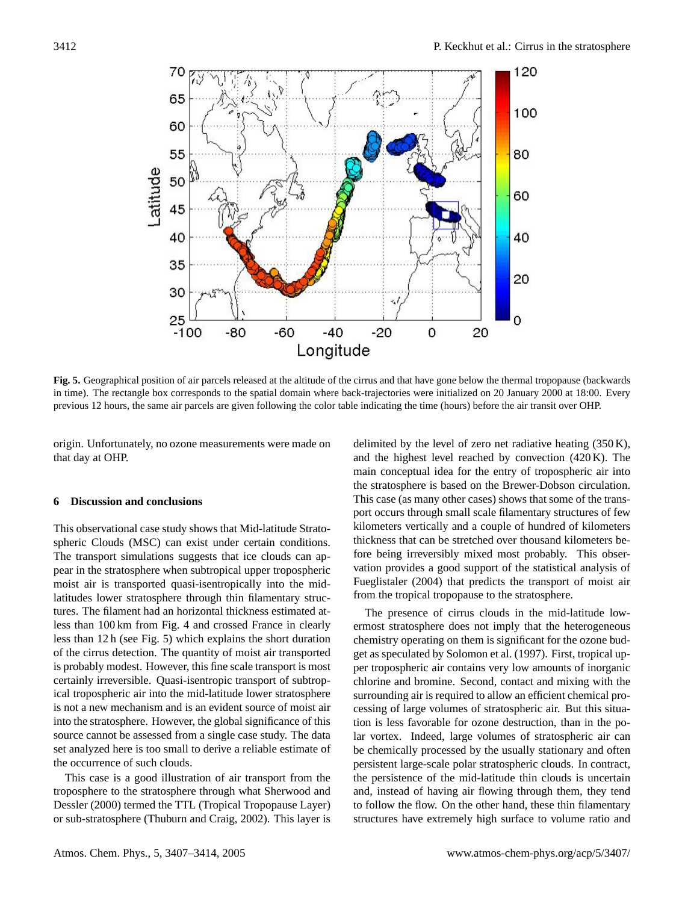**Fig. 5.** Geographical position of air parcels released at the altitude of the cirrus and that have gone below the thermal tropopause (backwards in time). The rectangle box corresponds to the spatial domain where back-trajectories were initialized on 20 January 2000 at 18:00. Every previous 12 hours, the same air parcels are given following the color table indicating the time (hours) before the air transit over OHP.

origin. Unfortunately, no ozone measurements were made on that day at OHP.

## 6 Discussion and conclusions

This observational case study shows that Mid-latitude Stratospheric Clouds (MSC) can exist under certain conditions. The transport simulations suggests that ice clouds can appear in the stratosphere when subtropical upper tropospheric moist air is transported quasi-isentropically into the mid-latitudes lower stratosphere through thin filamentary structures. The filament had an horizontal thickness estimated at-less than 100 km from Fig. 4 and crossed France in clearly less than 12 h (see Fig. 5) which explains the short duration of the cirrus detection. The quantity of moist air transported is probably modest. However, this fine scale transport is most certainly irreversible. Quasi-isentropic transport of subtropical tropospheric air into the mid-latitude lower stratosphere is not a new mechanism and is an evident source of moist air into the stratosphere. However, the global significance of this source cannot be assessed from a single case study. The data set analyzed here is too small to derive a reliable estimate of the occurrence of such clouds.

This case is a good illustration of air transport from the troposphere to the stratosphere through what Sherwood and Dessler (2000) termed the TTL (Tropical Tropopause Layer) or sub-stratosphere (Thuburn and Craig, 2002). This layer is delimited by the level of zero net radiative heating (350 K), and the highest level reached by convection (420 K). The main conceptual idea for the entry of tropospheric air into the stratosphere is based on the Brewer-Dobson circulation. This case (as many other cases) shows that some of the transport occurs through small scale filamentary structures of few kilometers vertically and a couple of hundred of kilometers thickness that can be stretched over thousand kilometers before being irreversibly mixed most probably. This observation provides a good support of the statistical analysis of Fueglistaler (2004) that predicts the transport of moist air from the tropical tropopause to the stratosphere.

The presence of cirrus clouds in the mid-latitude lowermost stratosphere does not imply that the heterogeneous chemistry operating on them is significant for the ozone budget as speculated by Solomon et al. (1997). First, tropical upper tropospheric air contains very low amounts of inorganic chlorine and bromine. Second, contact and mixing with the surrounding air is required to allow an efficient chemical processing of large volumes of stratospheric air. But this situation is less favorable for ozone destruction, than in the polar vortex. Indeed, large volumes of stratospheric air can be chemically processed by the usually stationary and often persistent large-scale polar stratospheric clouds. In contract, the persistence of the mid-latitude thin clouds is uncertain and, instead of having air flowing through them, they tend to follow the flow. On the other hand, these thin filamentary structures have extremely high surface to volume ratio and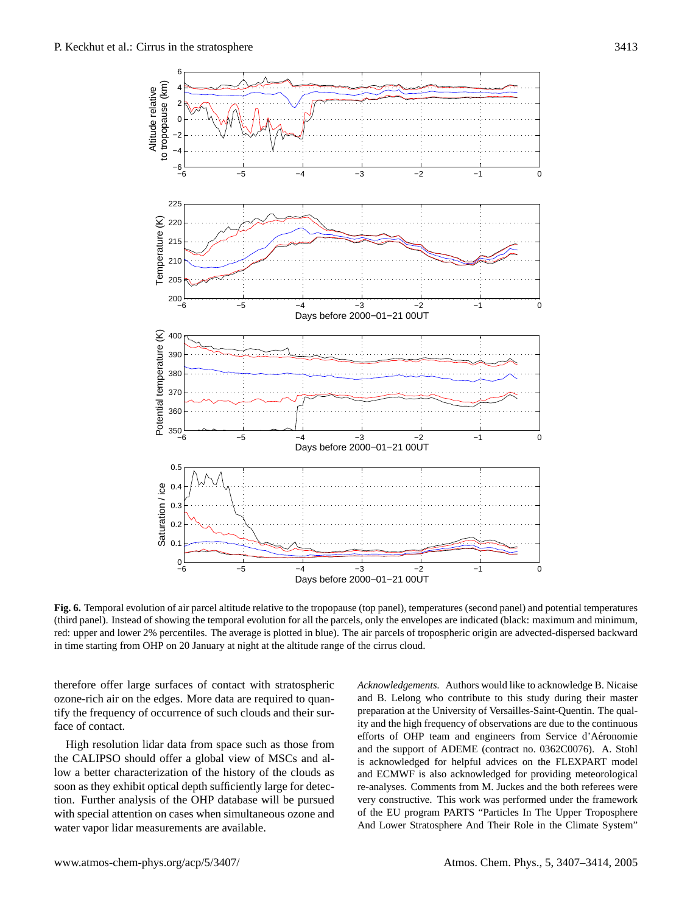**Fig. 6.** Temporal evolution of air parcel altitude relative to the tropopause (top panel), temperatures (second panel) and potential temperatures (third panel). Instead of showing the temporal evolution for all the parcels, only the envelopes are indicated (black: maximum and minimum, red: upper and lower 2% percentiles. The average is plotted in blue). The air parcels of tropospheric origin are advected-dispersed backward in time starting from OHP on 20 January at night at the altitude range of the cirrus cloud.

therefore offer large surfaces of contact with stratospheric ozone-rich air on the edges. More data are required to quantify the frequency of occurrence of such clouds and their surface of contact.

High resolution lidar data from space such as those from the CALIPSO should offer a global view of MSCs and allow a better characterization of the history of the clouds as soon as they exhibit optical depth sufficiently large for detection. Further analysis of the OHP database will be pursued with special attention on cases when simultaneous ozone and water vapor lidar measurements are available.

*Acknowledgements.* Authors would like to acknowledge B. Nicaise and B. Lelong who contribute to this study during their master preparation at the University of Versailles-Saint-Quentin. The quality and the high frequency of observations are due to the continuous efforts of OHP team and engineers from Service d'Aéronomie and the support of ADEME (contract no. 0362C0076). A. Stohl is acknowledged for helpful advices on the FLEXPART model and ECMWF is also acknowledged for providing meteorological re-analyses. Comments from M. Juckes and the both referees were very constructive. This work was performed under the framework of the EU program PARTS "Particles In The Upper Troposphere And Lower Stratosphere And Their Role in the Climate System"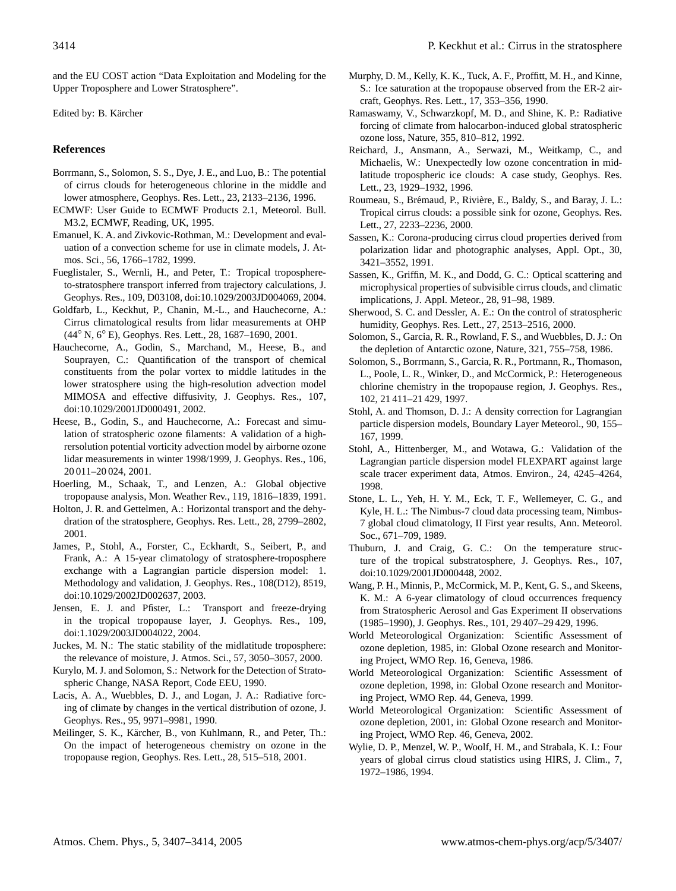and the EU COST action "Data Exploitation and Modeling for the Upper Troposphere and Lower Stratosphere".

Edited by: B. Kärcher

## References

Borrmann, S., Solomon, S. S., Dye, J. E., and Luo, B.: The potential of cirrus clouds for heterogeneous chlorine in the middle and lower atmosphere, Geophys. Res. Lett., 23, 2133–2136, 1996.

ECMWF: User Guide to ECMWF Products 2.1, Meteorol. Bull. M3.2, ECMWF, Reading, UK, 1995.

Emanuel, K. A. and Zivkovic-Rothman, M.: Development and evaluation of a convection scheme for use in climate models, J. Atmos. Sci., 56, 1766–1782, 1999.

Fueglistaler, S., Wernli, H., and Peter, T.: Tropical troposphere-to-stratosphere transport inferred from trajectory calculations, J. Geophys. Res., 109, D03108, doi:10.1029/2003JD004069, 2004.

Goldfarb, L., Keckhut, P., Chanin, M.-L., and Hauchecorne, A.: Cirrus climatological results from lidar measurements at OHP (44° N, 6° E), Geophys. Res. Lett., 28, 1687–1690, 2001.

Hauchecorne, A., Godin, S., Marchand, M., Heese, B., and Souprayen, C.: Quantification of the transport of chemical constituents from the polar vortex to middle latitudes in the lower stratosphere using the high-resolution advection model MIMOSA and effective diffusivity, J. Geophys. Res., 107, doi:10.1029/2001JD000491, 2002.

Heese, B., Godin, S., and Hauchecorne, A.: Forecast and simulation of stratospheric ozone filaments: A validation of a high-rersolution potential vorticity advection model by airborne ozone lidar measurements in winter 1998/1999, J. Geophys. Res., 106, 20 011–20 024, 2001.

Hoerling, M., Schaak, T., and Lenzen, A.: Global objective tropopause analysis, Mon. Weather Rev., 119, 1816–1839, 1991.

Holton, J. R. and Gettelmen, A.: Horizontal transport and the dehydration of the stratosphere, Geophys. Res. Lett., 28, 2799–2802, 2001.

James, P., Stohl, A., Forster, C., Eckhardt, S., Seibert, P., and Frank, A.: A 15-year climatology of stratosphere-troposphere exchange with a Lagrangian particle dispersion model: 1. Methodology and validation, J. Geophys. Res., 108(D12), 8519, doi:10.1029/2002JD002637, 2003.

Jensen, E. J. and Pfister, L.: Transport and freeze-drying in the tropical tropopause layer, J. Geophys. Res., 109, doi:1.1029/2003JD004022, 2004.

Juckes, M. N.: The static stability of the midlatitude troposphere: the relevance of moisture, J. Atmos. Sci., 57, 3050–3057, 2000.

Kurylo, M. J. and Solomon, S.: Network for the Detection of Stratospheric Change, NASA Report, Code EEU, 1990.

Lacis, A. A., Wuebbles, D. J., and Logan, J. A.: Radiative forcing of climate by changes in the vertical distribution of ozone, J. Geophys. Res., 95, 9971–9981, 1990.

Meilinger, S. K., Kärcher, B., von Kuhlmann, R., and Peter, Th.: On the impact of heterogeneous chemistry on ozone in the tropopause region, Geophys. Res. Lett., 28, 515–518, 2001.

Murphy, D. M., Kelly, K. K., Tuck, A. F., Proffitt, M. H., and Kinne, S.: Ice saturation at the tropopause observed from the ER-2 aircraft, Geophys. Res. Lett., 17, 353–356, 1990.

Ramaswamy, V., Schwarzkopf, M. D., and Shine, K. P.: Radiative forcing of climate from halocarbon-induced global stratospheric ozone loss, Nature, 355, 810–812, 1992.

Reichard, J., Ansmann, A., Serwazi, M., Weitkamp, C., and Michaelis, W.: Unexpectedly low ozone concentration in mid-latitude tropospheric ice clouds: A case study, Geophys. Res. Lett., 23, 1929–1932, 1996.

Roumeau, S., Brémaud, P., Rivière, E., Baldy, S., and Baray, J. L.: Tropical cirrus clouds: a possible sink for ozone, Geophys. Res. Lett., 27, 2233–2236, 2000.

Sassen, K.: Corona-producing cirrus cloud properties derived from polarization lidar and photographic analyses, Appl. Opt., 30, 3421–3552, 1991.

Sassen, K., Griffin, M. K., and Dodd, G. C.: Optical scattering and microphysical properties of subvisible cirrus clouds, and climatic implications, J. Appl. Meteor., 28, 91–98, 1989.

Sherwood, S. C. and Dessler, A. E.: On the control of stratospheric humidity, Geophys. Res. Lett., 27, 2513–2516, 2000.

Solomon, S., Garcia, R. R., Rowland, F. S., and Wuebbles, D. J.: On the depletion of Antarctic ozone, Nature, 321, 755–758, 1986.

Solomon, S., Borrmann, S., Garcia, R. R., Portmann, R., Thomason, L., Poole, L. R., Winker, D., and McCormick, P.: Heterogeneous chlorine chemistry in the tropopause region, J. Geophys. Res., 102, 21 411–21 429, 1997.

Stohl, A. and Thomson, D. J.: A density correction for Lagrangian particle dispersion models, Boundary Layer Meteorol., 90, 155–167, 1999.

Stohl, A., Hittenberger, M., and Wotawa, G.: Validation of the Lagrangian particle dispersion model FLEXPART against large scale tracer experiment data, Atmos. Environ., 24, 4245–4264, 1998.

Stone, L. L., Yeh, H. Y. M., Eck, T. F., Wellemeyer, C. G., and Kyle, H. L.: The Nimbus-7 cloud data processing team, Nimbus-7 global cloud climatology, II First year results, Ann. Meteorol. Soc., 671–709, 1989.

Thuburn, J. and Craig, G. C.: On the temperature structure of the tropical substratosphere, J. Geophys. Res., 107, doi:10.1029/2001JD000448, 2002.

Wang, P. H., Minnis, P., McCormick, M. P., Kent, G. S., and Skeens, K. M.: A 6-year climatology of cloud occurrences frequency from Stratospheric Aerosol and Gas Experiment II observations (1985–1990), J. Geophys. Res., 101, 29 407–29 429, 1996.

World Meteorological Organization: Scientific Assessment of ozone depletion, 1985, in: Global Ozone research and Monitoring Project, WMO Rep. 16, Geneva, 1986.

World Meteorological Organization: Scientific Assessment of ozone depletion, 1998, in: Global Ozone research and Monitoring Project, WMO Rep. 44, Geneva, 1999.

World Meteorological Organization: Scientific Assessment of ozone depletion, 2001, in: Global Ozone research and Monitoring Project, WMO Rep. 46, Geneva, 2002.

Wylie, D. P., Menzel, W. P., Woolf, H. M., and Strabala, K. I.: Four years of global cirrus cloud statistics using HIRS, J. Clim., 7, 1972–1986, 1994.